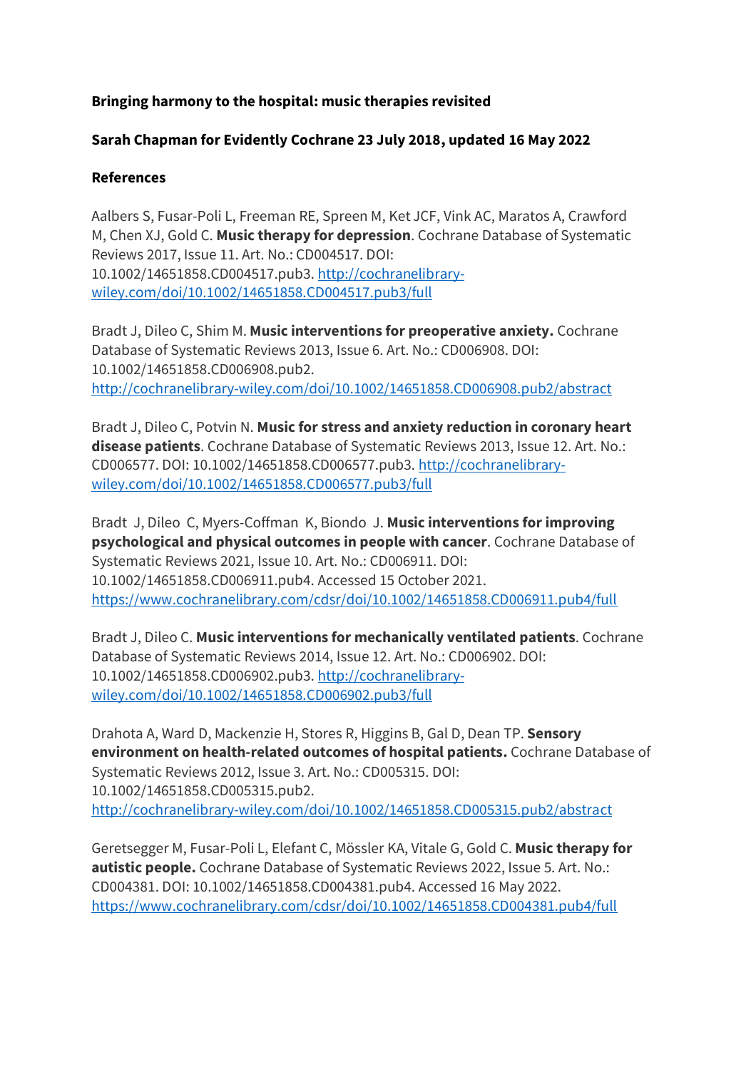**Bringing harmony to the hospital: music therapies revisited**

**Sarah Chapman for Evidently Cochrane 23 July 2018, updated 16 May 2022**

**References**

Aalbers S, Fusar-Poli L, Freeman RE, Spreen M, Ket JCF, Vink AC, Maratos A, Crawford M, Chen XJ, Gold C. **Music therapy for depression**. Cochrane Database of Systematic Reviews 2017, Issue 11. Art. No.: CD004517. DOI: 10.1002/14651858.CD004517.pub3. http://cochranelibrary-wiley.com/doi/10.1002/14651858.CD004517.pub3/full

Bradt J, Dileo C, Shim M. **Music interventions for preoperative anxiety.** Cochrane Database of Systematic Reviews 2013, Issue 6. Art. No.: CD006908. DOI: 10.1002/14651858.CD006908.pub2. http://cochranelibrary-wiley.com/doi/10.1002/14651858.CD006908.pub2/abstract

Bradt J, Dileo C, Potvin N. **Music for stress and anxiety reduction in coronary heart disease patients**. Cochrane Database of Systematic Reviews 2013, Issue 12. Art. No.: CD006577. DOI: 10.1002/14651858.CD006577.pub3. http://cochranelibrary-wiley.com/doi/10.1002/14651858.CD006577.pub3/full

Bradt J, Dileo C, Myers-Coffman K, Biondo J. **Music interventions for improving psychological and physical outcomes in people with cancer**. Cochrane Database of Systematic Reviews 2021, Issue 10. Art. No.: CD006911. DOI: 10.1002/14651858.CD006911.pub4. Accessed 15 October 2021. https://www.cochranelibrary.com/cdsr/doi/10.1002/14651858.CD006911.pub4/full

Bradt J, Dileo C. **Music interventions for mechanically ventilated patients**. Cochrane Database of Systematic Reviews 2014, Issue 12. Art. No.: CD006902. DOI: 10.1002/14651858.CD006902.pub3. http://cochranelibrary-wiley.com/doi/10.1002/14651858.CD006902.pub3/full

Drahota A, Ward D, Mackenzie H, Stores R, Higgins B, Gal D, Dean TP. **Sensory environment on health-related outcomes of hospital patients.** Cochrane Database of Systematic Reviews 2012, Issue 3. Art. No.: CD005315. DOI: 10.1002/14651858.CD005315.pub2. http://cochranelibrary-wiley.com/doi/10.1002/14651858.CD005315.pub2/abstract

Geretsegger M, Fusar-Poli L, Elefant C, Mössler KA, Vitale G, Gold C. **Music therapy for autistic people.** Cochrane Database of Systematic Reviews 2022, Issue 5. Art. No.: CD004381. DOI: 10.1002/14651858.CD004381.pub4. Accessed 16 May 2022. https://www.cochranelibrary.com/cdsr/doi/10.1002/14651858.CD004381.pub4/full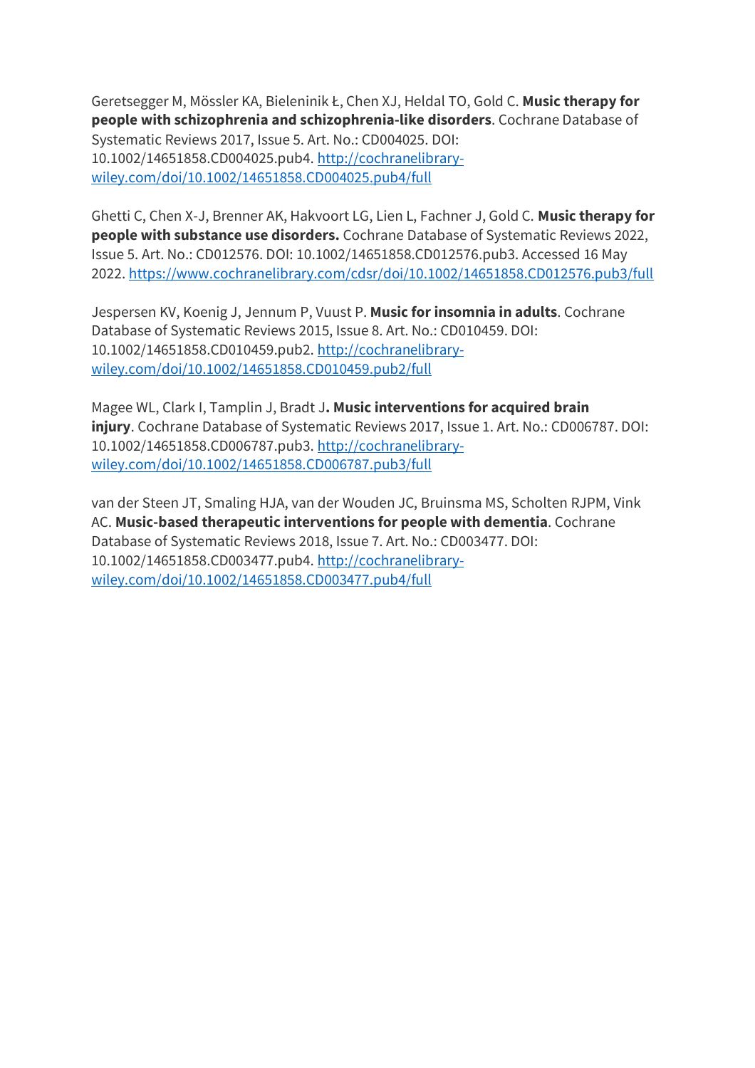Geretsegger M, Mössler KA, Bieleninik Ł, Chen XJ, Heldal TO, Gold C. **Music therapy for people with schizophrenia and schizophrenia-like disorders**. Cochrane Database of Systematic Reviews 2017, Issue 5. Art. No.: CD004025. DOI: 10.1002/14651858.CD004025.pub4. http://cochranelibrary-wiley.com/doi/10.1002/14651858.CD004025.pub4/full

Ghetti C, Chen X-J, Brenner AK, Hakvoort LG, Lien L, Fachner J, Gold C. **Music therapy for people with substance use disorders.** Cochrane Database of Systematic Reviews 2022, Issue 5. Art. No.: CD012576. DOI: 10.1002/14651858.CD012576.pub3. Accessed 16 May 2022. https://www.cochranelibrary.com/cdsr/doi/10.1002/14651858.CD012576.pub3/full

Jespersen KV, Koenig J, Jennum P, Vuust P. **Music for insomnia in adults**. Cochrane Database of Systematic Reviews 2015, Issue 8. Art. No.: CD010459. DOI: 10.1002/14651858.CD010459.pub2. http://cochranelibrary-wiley.com/doi/10.1002/14651858.CD010459.pub2/full

Magee WL, Clark I, Tamplin J, Bradt J**. Music interventions for acquired brain injury**. Cochrane Database of Systematic Reviews 2017, Issue 1. Art. No.: CD006787. DOI: 10.1002/14651858.CD006787.pub3. http://cochranelibrary-wiley.com/doi/10.1002/14651858.CD006787.pub3/full

van der Steen JT, Smaling HJA, van der Wouden JC, Bruinsma MS, Scholten RJPM, Vink AC. **Music-based therapeutic interventions for people with dementia**. Cochrane Database of Systematic Reviews 2018, Issue 7. Art. No.: CD003477. DOI: 10.1002/14651858.CD003477.pub4. http://cochranelibrary-wiley.com/doi/10.1002/14651858.CD003477.pub4/full